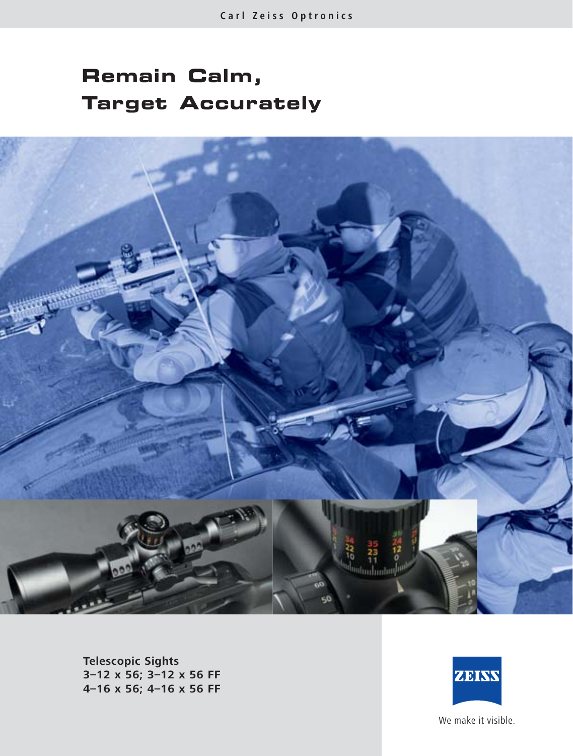Carl Zeiss Optronics

# Remain Calm, Target Accurately

**Telescopic Sights**
**3–12 x 56; 3–12 x 56 FF**
**4–16 x 56; 4–16 x 56 FF**

ZEISS

We make it visible.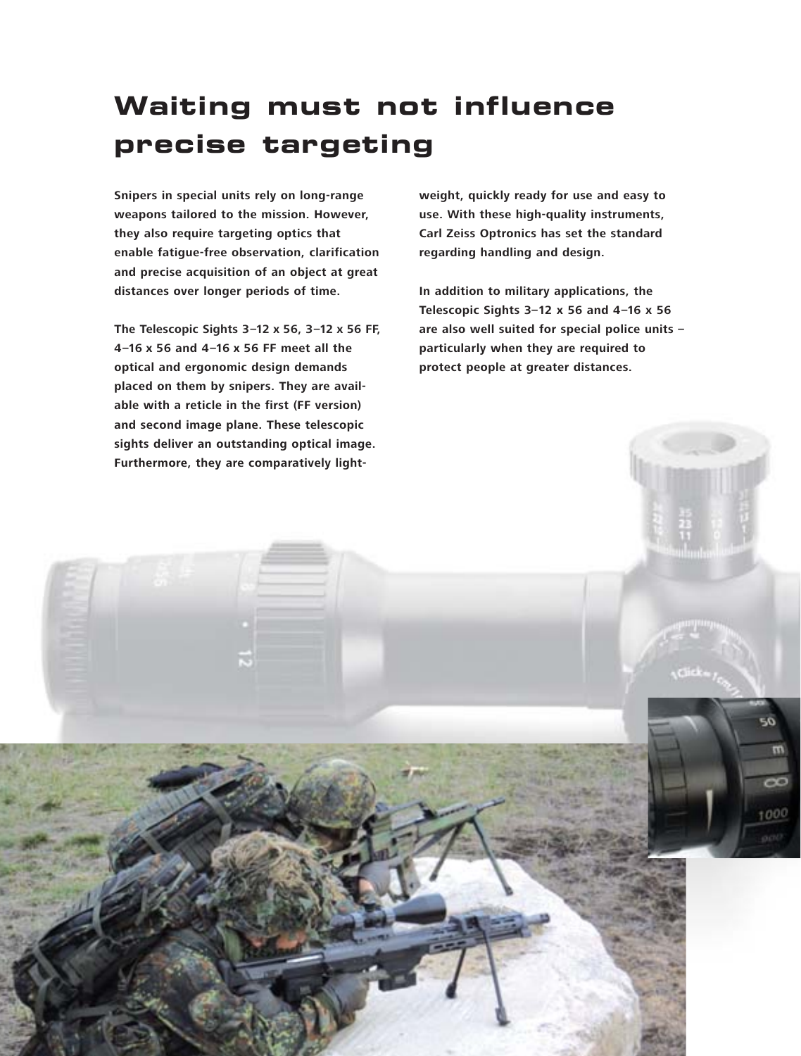# Waiting must not influence precise targeting

**Snipers in special units rely on long-range weapons tailored to the mission. However, they also require targeting optics that enable fatigue-free observation, clarification and precise acquisition of an object at great distances over longer periods of time.**

**The Telescopic Sights 3–12 x 56, 3–12 x 56 FF, 4–16 x 56 and 4–16 x 56 FF meet all the optical and ergonomic design demands placed on them by snipers. They are available with a reticle in the first (FF version) and second image plane. These telescopic sights deliver an outstanding optical image. Furthermore, they are comparatively lightweight, quickly ready for use and easy to use. With these high-quality instruments, Carl Zeiss Optronics has set the standard regarding handling and design.**

**In addition to military applications, the Telescopic Sights 3–12 x 56 and 4–16 x 56 are also well suited for special police units – particularly when they are required to protect people at greater distances.**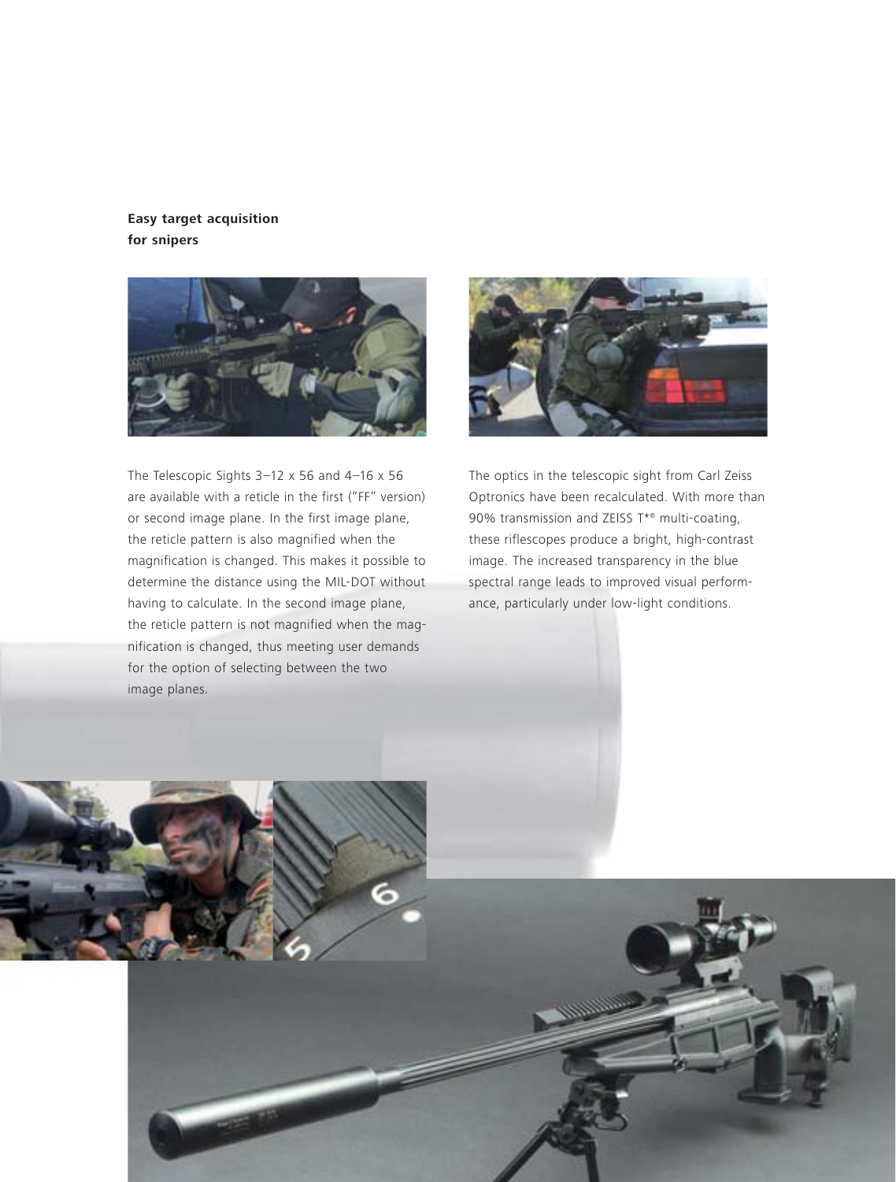**Easy target acquisition for snipers**

The Telescopic Sights 3–12 x 56 and 4–16 x 56 are available with a reticle in the first ("FF" version) or second image plane. In the first image plane, the reticle pattern is also magnified when the magnification is changed. This makes it possible to determine the distance using the MIL-DOT without having to calculate. In the second image plane, the reticle pattern is not magnified when the magnification is changed, thus meeting user demands for the option of selecting between the two image planes.

The optics in the telescopic sight from Carl Zeiss Optronics have been recalculated. With more than 90% transmission and ZEISS T*® multi-coating, these riflescopes produce a bright, high-contrast image. The increased transparency in the blue spectral range leads to improved visual performance, particularly under low-light conditions.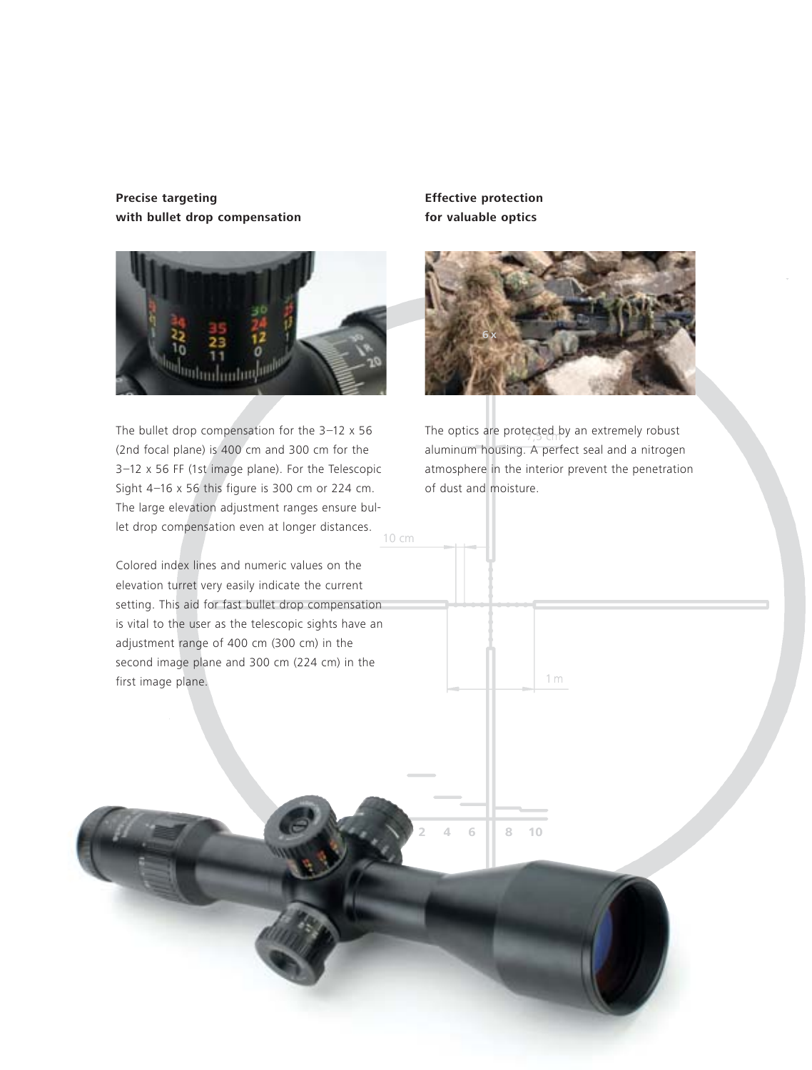## Precise targeting with bullet drop compensation

The bullet drop compensation for the 3–12 x 56 (2nd focal plane) is 400 cm and 300 cm for the 3–12 x 56 FF (1st image plane). For the Telescopic Sight 4–16 x 56 this figure is 300 cm or 224 cm. The large elevation adjustment ranges ensure bullet drop compensation even at longer distances.

Colored index lines and numeric values on the elevation turret very easily indicate the current setting. This aid for fast bullet drop compensation is vital to the user as the telescopic sights have an adjustment range of 400 cm (300 cm) in the second image plane and 300 cm (224 cm) in the first image plane.

## Effective protection for valuable optics

The optics are protected by an extremely robust aluminum housing. A perfect seal and a nitrogen atmosphere in the interior prevent the penetration of dust and moisture.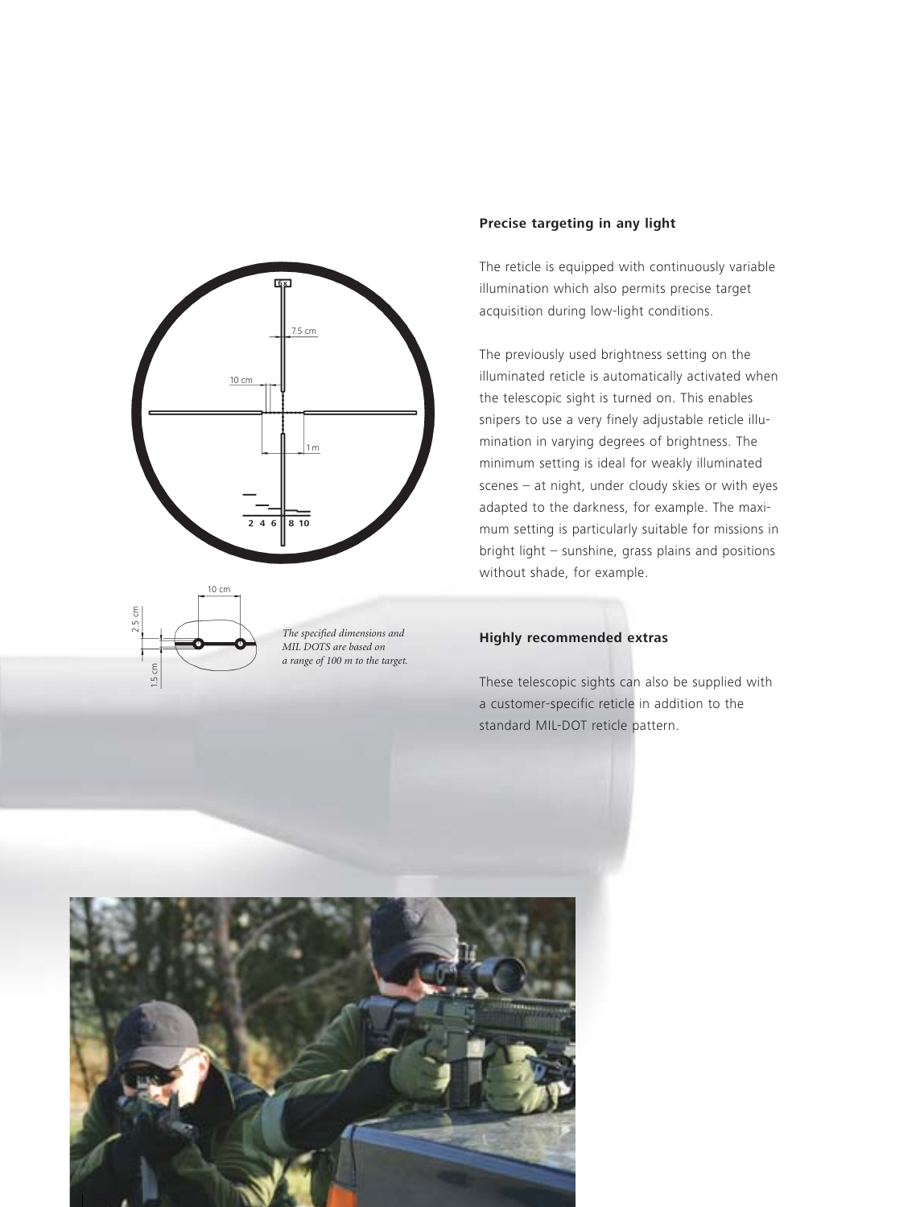*The specified dimensions and MIL DOTS are based on a range of 100 m to the target.*

### Precise targeting in any light

The reticle is equipped with continuously variable illumination which also permits precise target acquisition during low-light conditions.

The previously used brightness setting on the illuminated reticle is automatically activated when the telescopic sight is turned on. This enables snipers to use a very finely adjustable reticle illumination in varying degrees of brightness. The minimum setting is ideal for weakly illuminated scenes – at night, under cloudy skies or with eyes adapted to the darkness, for example. The maximum setting is particularly suitable for missions in bright light – sunshine, grass plains and positions without shade, for example.

### Highly recommended extras

These telescopic sights can also be supplied with a customer-specific reticle in addition to the standard MIL-DOT reticle pattern.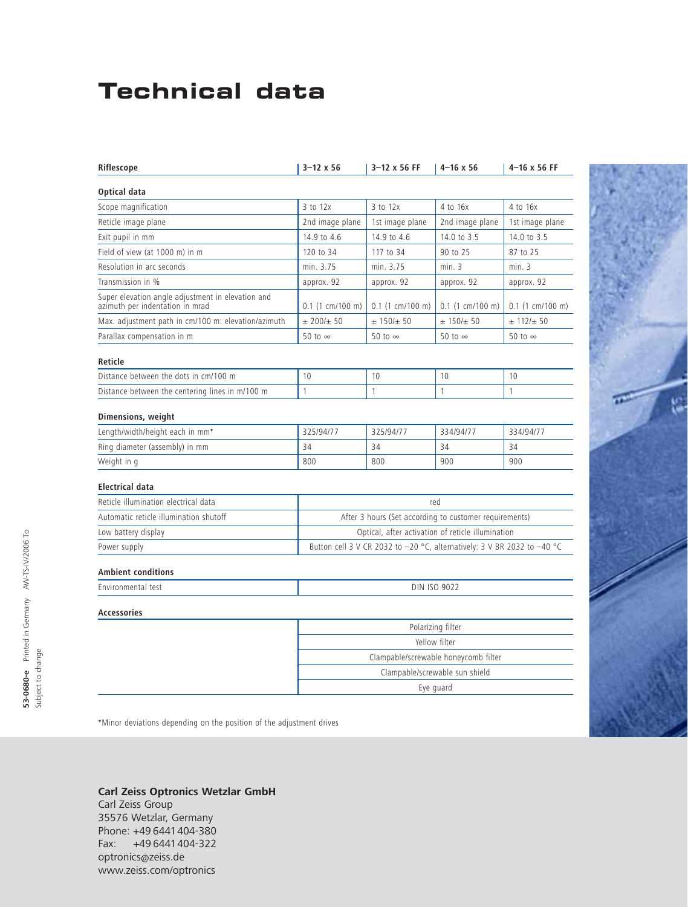# Technical data

| Riflescope | 3–12 x 56 | 3–12 x 56 FF | 4–16 x 56 | 4–16 x 56 FF |
|---|---|---|---|---|
| **Optical data** | | | | |
| Scope magnification | 3 to 12x | 3 to 12x | 4 to 16x | 4 to 16x |
| Reticle image plane | 2nd image plane | 1st image plane | 2nd image plane | 1st image plane |
| Exit pupil in mm | 14.9 to 4.6 | 14.9 to 4.6 | 14.0 to 3.5 | 14.0 to 3.5 |
| Field of view (at 1000 m) in m | 120 to 34 | 117 to 34 | 90 to 25 | 87 to 25 |
| Resolution in arc seconds | min. 3.75 | min. 3.75 | min. 3 | min. 3 |
| Transmission in % | approx. 92 | approx. 92 | approx. 92 | approx. 92 |
| Super elevation angle adjustment in elevation and azimuth per indentation in mrad | 0.1 (1 cm/100 m) | 0.1 (1 cm/100 m) | 0.1 (1 cm/100 m) | 0.1 (1 cm/100 m) |
| Max. adjustment path in cm/100 m: elevation/azimuth | ± 200/± 50 | ± 150/± 50 | ± 150/± 50 | ± 112/± 50 |
| Parallax compensation in m | 50 to ∞ | 50 to ∞ | 50 to ∞ | 50 to ∞ |
| **Reticle** | | | | |
| Distance between the dots in cm/100 m | 10 | 10 | 10 | 10 |
| Distance between the centering lines in m/100 m | 1 | 1 | 1 | 1 |
| **Dimensions, weight** | | | | |
| Length/width/height each in mm* | 325/94/77 | 325/94/77 | 334/94/77 | 334/94/77 |
| Ring diameter (assembly) in mm | 34 | 34 | 34 | 34 |
| Weight in g | 800 | 800 | 900 | 900 |

**Electrical data**

| | |
|---|---|
| Reticle illumination electrical data | red |
| Automatic reticle illumination shutoff | After 3 hours (Set according to customer requirements) |
| Low battery display | Optical, after activation of reticle illumination |
| Power supply | Button cell 3 V CR 2032 to −20 °C, alternatively: 3 V BR 2032 to −40 °C |

**Ambient conditions**

| | |
|---|---|
| Environmental test | DIN ISO 9022 |

**Accessories**

| | |
|---|---|
| | Polarizing filter |
| | Yellow filter |
| | Clampable/screwable honeycomb filter |
| | Clampable/screwable sun shield |
| | Eye guard |

*Minor deviations depending on the position of the adjustment drives

**53-0680-e** Printed in Germany AW-TS-IV/2006 To
Subject to change

**Carl Zeiss Optronics Wetzlar GmbH**
Carl Zeiss Group
35576 Wetzlar, Germany
Phone: +49 6441 404-380
Fax: +49 6441 404-322
optronics@zeiss.de
www.zeiss.com/optronics